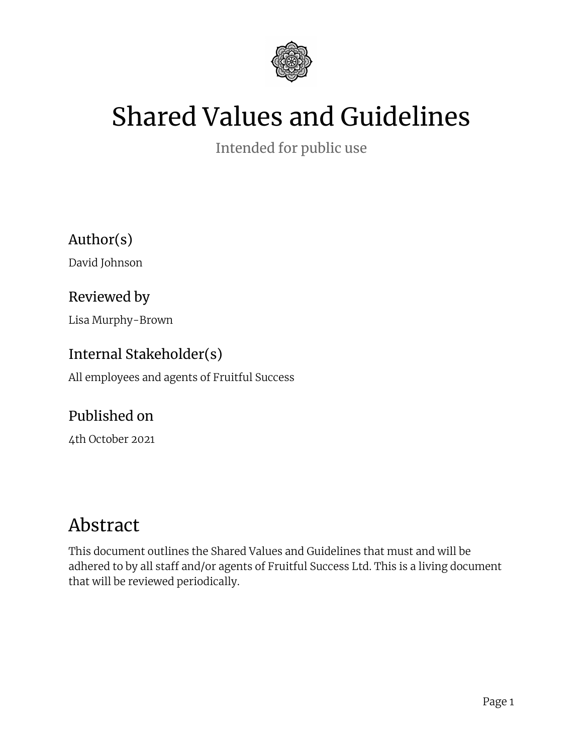# Shared Values and Guidelines

Intended for public use

## Author(s)

David Johnson

## Reviewed by

Lisa Murphy-Brown

## Internal Stakeholder(s)

All employees and agents of Fruitful Success

## Published on

4th October 2021

# Abstract

This document outlines the Shared Values and Guidelines that must and will be adhered to by all staff and/or agents of Fruitful Success Ltd. This is a living document that will be reviewed periodically.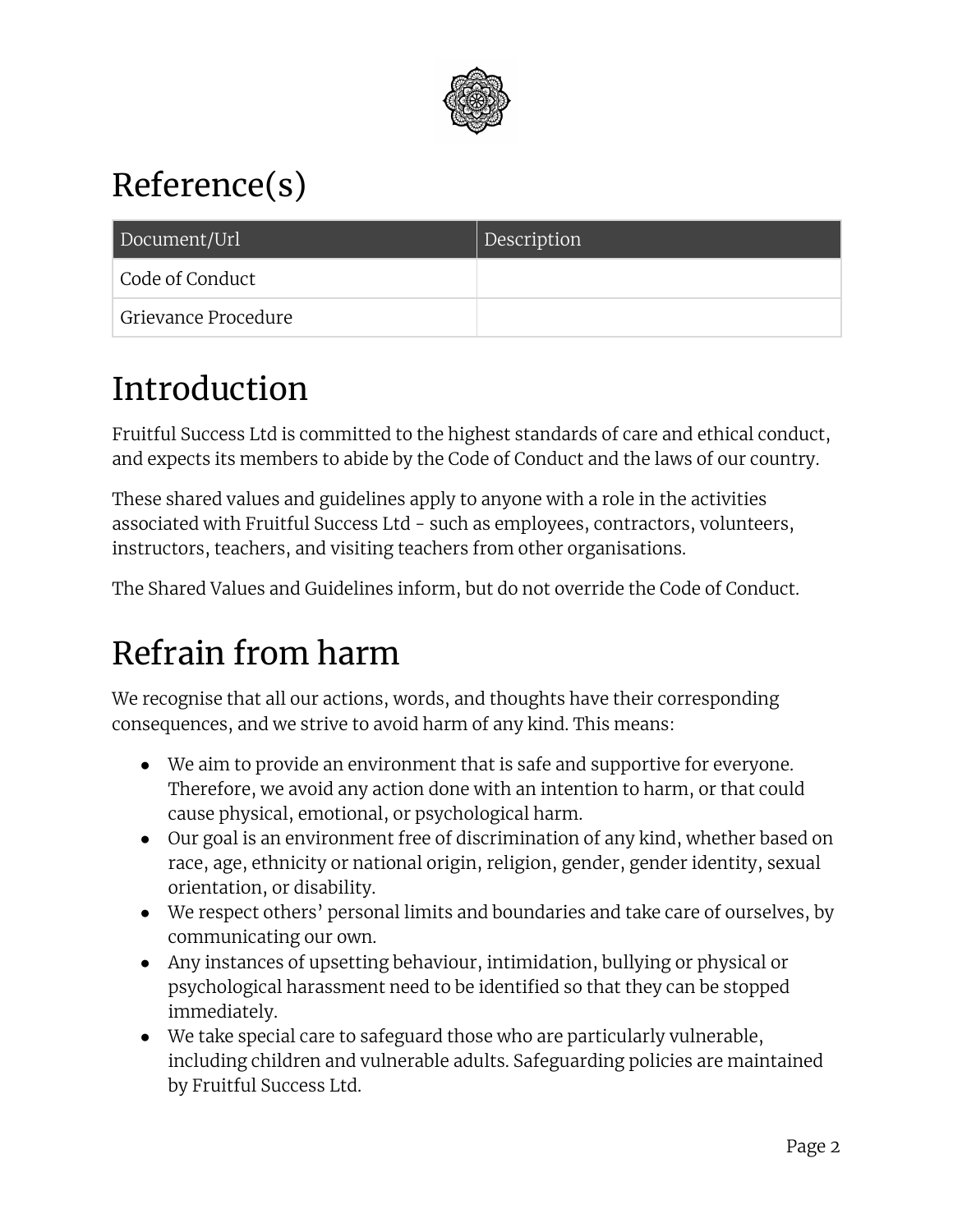# Reference(s)

| Document/Url | Description |
| --- | --- |
| Code of Conduct | |
| Grievance Procedure | |

# Introduction

Fruitful Success Ltd is committed to the highest standards of care and ethical conduct, and expects its members to abide by the Code of Conduct and the laws of our country.

These shared values and guidelines apply to anyone with a role in the activities associated with Fruitful Success Ltd - such as employees, contractors, volunteers, instructors, teachers, and visiting teachers from other organisations.

The Shared Values and Guidelines inform, but do not override the Code of Conduct.

# Refrain from harm

We recognise that all our actions, words, and thoughts have their corresponding consequences, and we strive to avoid harm of any kind. This means:

- We aim to provide an environment that is safe and supportive for everyone. Therefore, we avoid any action done with an intention to harm, or that could cause physical, emotional, or psychological harm.
- Our goal is an environment free of discrimination of any kind, whether based on race, age, ethnicity or national origin, religion, gender, gender identity, sexual orientation, or disability.
- We respect others' personal limits and boundaries and take care of ourselves, by communicating our own.
- Any instances of upsetting behaviour, intimidation, bullying or physical or psychological harassment need to be identified so that they can be stopped immediately.
- We take special care to safeguard those who are particularly vulnerable, including children and vulnerable adults. Safeguarding policies are maintained by Fruitful Success Ltd.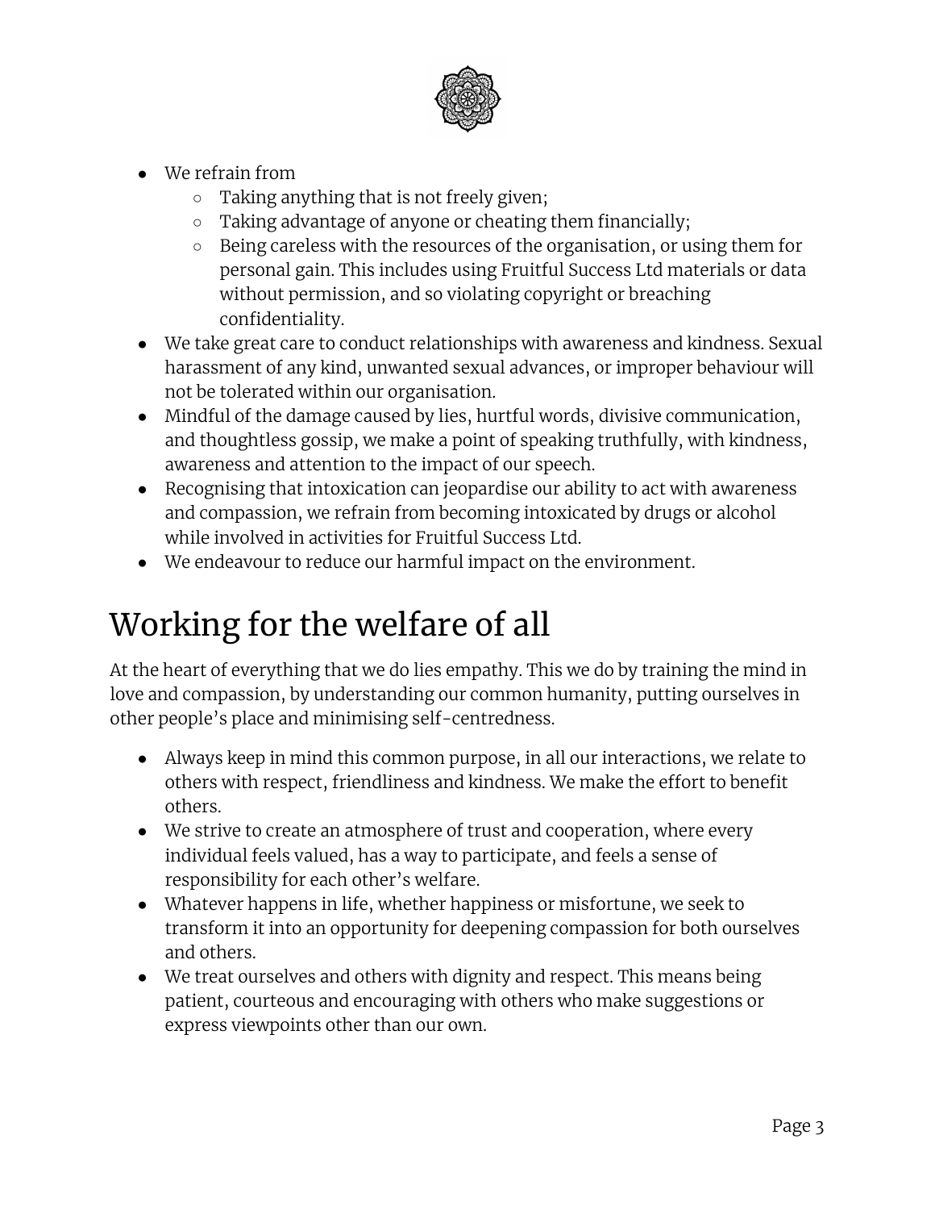- We refrain from
  - Taking anything that is not freely given;
  - Taking advantage of anyone or cheating them financially;
  - Being careless with the resources of the organisation, or using them for personal gain. This includes using Fruitful Success Ltd materials or data without permission, and so violating copyright or breaching confidentiality.
- We take great care to conduct relationships with awareness and kindness. Sexual harassment of any kind, unwanted sexual advances, or improper behaviour will not be tolerated within our organisation.
- Mindful of the damage caused by lies, hurtful words, divisive communication, and thoughtless gossip, we make a point of speaking truthfully, with kindness, awareness and attention to the impact of our speech.
- Recognising that intoxication can jeopardise our ability to act with awareness and compassion, we refrain from becoming intoxicated by drugs or alcohol while involved in activities for Fruitful Success Ltd.
- We endeavour to reduce our harmful impact on the environment.

# Working for the welfare of all

At the heart of everything that we do lies empathy. This we do by training the mind in love and compassion, by understanding our common humanity, putting ourselves in other people's place and minimising self-centredness.

- Always keep in mind this common purpose, in all our interactions, we relate to others with respect, friendliness and kindness. We make the effort to benefit others.
- We strive to create an atmosphere of trust and cooperation, where every individual feels valued, has a way to participate, and feels a sense of responsibility for each other's welfare.
- Whatever happens in life, whether happiness or misfortune, we seek to transform it into an opportunity for deepening compassion for both ourselves and others.
- We treat ourselves and others with dignity and respect. This means being patient, courteous and encouraging with others who make suggestions or express viewpoints other than our own.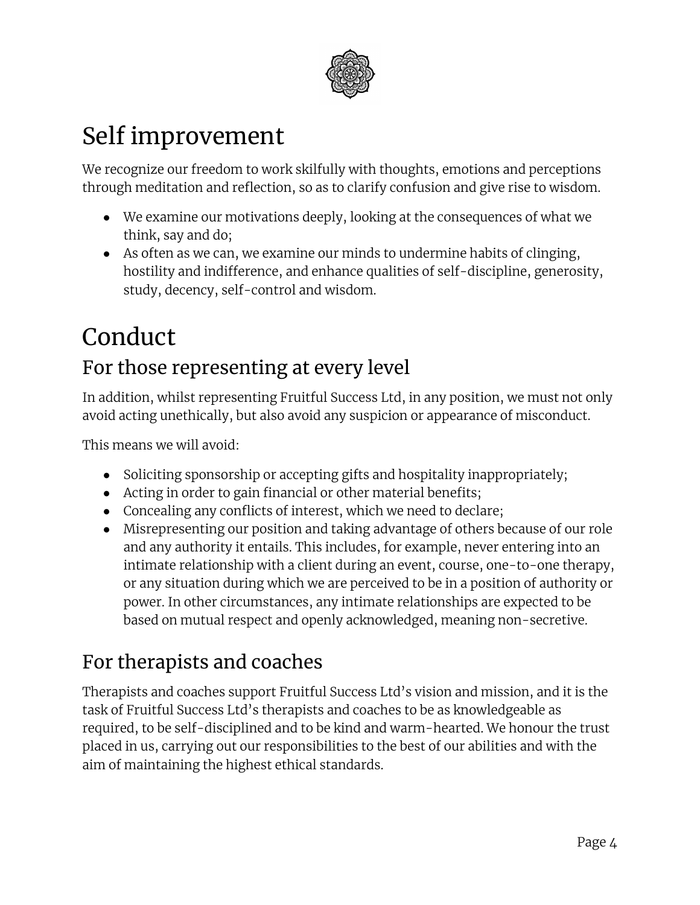# Self improvement

We recognize our freedom to work skilfully with thoughts, emotions and perceptions through meditation and reflection, so as to clarify confusion and give rise to wisdom.

- We examine our motivations deeply, looking at the consequences of what we think, say and do;
- As often as we can, we examine our minds to undermine habits of clinging, hostility and indifference, and enhance qualities of self-discipline, generosity, study, decency, self-control and wisdom.

# Conduct

## For those representing at every level

In addition, whilst representing Fruitful Success Ltd, in any position, we must not only avoid acting unethically, but also avoid any suspicion or appearance of misconduct.

This means we will avoid:

- Soliciting sponsorship or accepting gifts and hospitality inappropriately;
- Acting in order to gain financial or other material benefits;
- Concealing any conflicts of interest, which we need to declare;
- Misrepresenting our position and taking advantage of others because of our role and any authority it entails. This includes, for example, never entering into an intimate relationship with a client during an event, course, one-to-one therapy, or any situation during which we are perceived to be in a position of authority or power. In other circumstances, any intimate relationships are expected to be based on mutual respect and openly acknowledged, meaning non-secretive.

## For therapists and coaches

Therapists and coaches support Fruitful Success Ltd's vision and mission, and it is the task of Fruitful Success Ltd's therapists and coaches to be as knowledgeable as required, to be self-disciplined and to be kind and warm-hearted. We honour the trust placed in us, carrying out our responsibilities to the best of our abilities and with the aim of maintaining the highest ethical standards.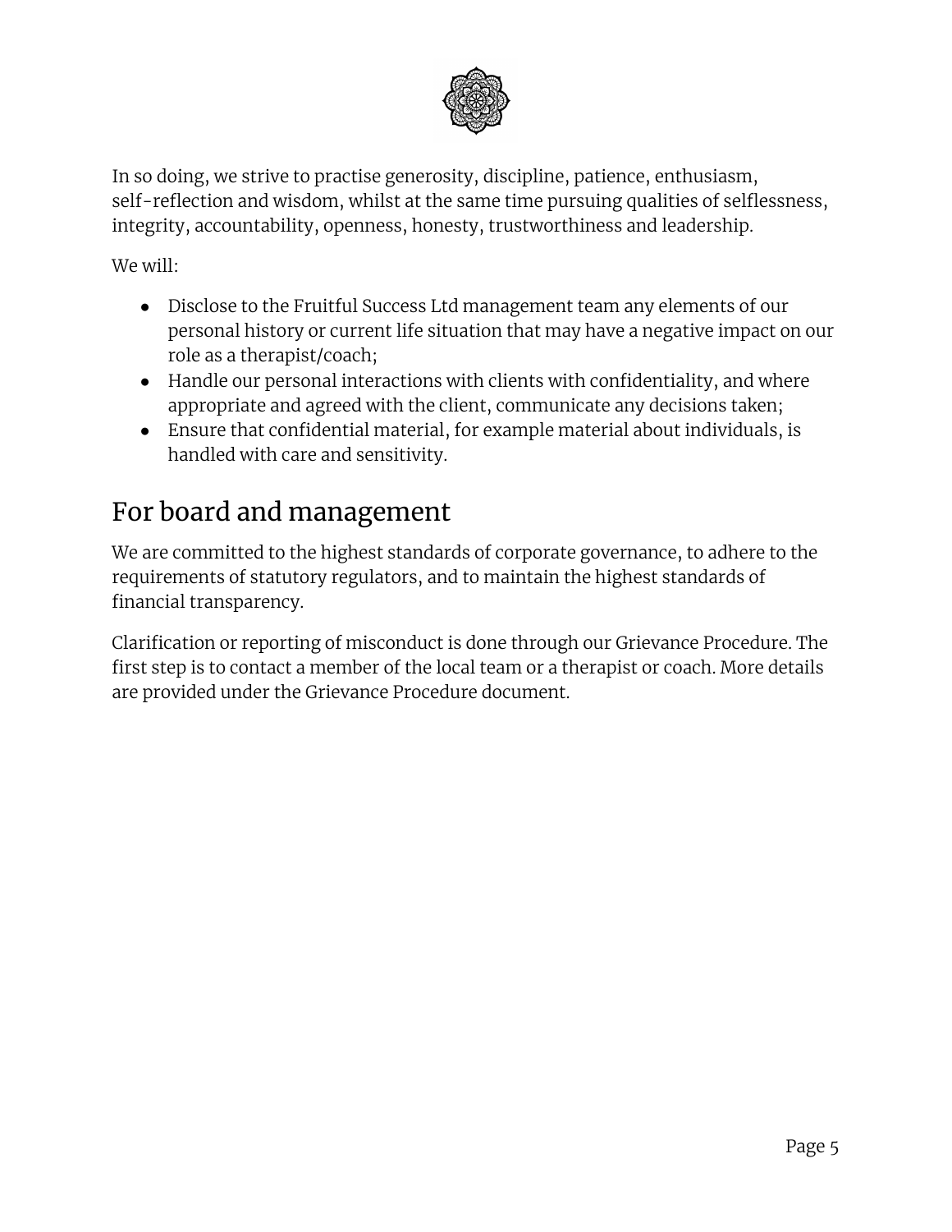In so doing, we strive to practise generosity, discipline, patience, enthusiasm, self-reflection and wisdom, whilst at the same time pursuing qualities of selflessness, integrity, accountability, openness, honesty, trustworthiness and leadership.

We will:

- Disclose to the Fruitful Success Ltd management team any elements of our personal history or current life situation that may have a negative impact on our role as a therapist/coach;
- Handle our personal interactions with clients with confidentiality, and where appropriate and agreed with the client, communicate any decisions taken;
- Ensure that confidential material, for example material about individuals, is handled with care and sensitivity.

## For board and management

We are committed to the highest standards of corporate governance, to adhere to the requirements of statutory regulators, and to maintain the highest standards of financial transparency.

Clarification or reporting of misconduct is done through our Grievance Procedure. The first step is to contact a member of the local team or a therapist or coach. More details are provided under the Grievance Procedure document.